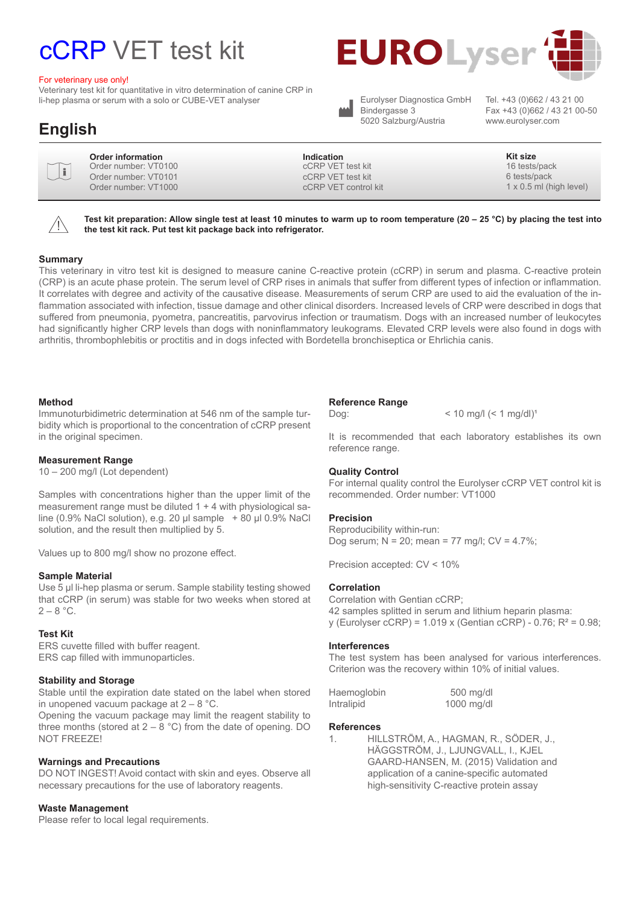# cCRP VET test kit

For veterinary use only!

Veterinary test kit for quantitative in vitro determination of canine CRP in li-hep plasma or serum with a solo or CUBE-VET analyser

**EUROLyser**

Eurolyser Diagnostica GmbH
Bindergasse 3
5020 Salzburg/Austria

Tel. +43 (0)662 / 43 21 00
Fax +43 (0)662 / 43 21 00-50
www.eurolyser.com

## English

| Order information | Indication | Kit size |
|---|---|---|
| Order number: VT0100 | cCRP VET test kit | 16 tests/pack |
| Order number: VT0101 | cCRP VET test kit | 6 tests/pack |
| Order number: VT1000 | cCRP VET control kit | 1 x 0.5 ml (high level) |

**Test kit preparation: Allow single test at least 10 minutes to warm up to room temperature (20 – 25 °C) by placing the test into the test kit rack. Put test kit package back into refrigerator.**

### Summary

This veterinary in vitro test kit is designed to measure canine C-reactive protein (cCRP) in serum and plasma. C-reactive protein (CRP) is an acute phase protein. The serum level of CRP rises in animals that suffer from different types of infection or inflammation. It correlates with degree and activity of the causative disease. Measurements of serum CRP are used to aid the evaluation of the inflammation associated with infection, tissue damage and other clinical disorders. Increased levels of CRP were described in dogs that suffered from pneumonia, pyometra, pancreatitis, parvovirus infection or traumatism. Dogs with an increased number of leukocytes had significantly higher CRP levels than dogs with noninflammatory leukograms. Elevated CRP levels were also found in dogs with arthritis, thrombophlebitis or proctitis and in dogs infected with Bordetella bronchiseptica or Ehrlichia canis.

### Method

Immunoturbidimetric determination at 546 nm of the sample turbidity which is proportional to the concentration of cCRP present in the original specimen.

### Measurement Range

10 – 200 mg/l (Lot dependent)

Samples with concentrations higher than the upper limit of the measurement range must be diluted 1 + 4 with physiological saline (0.9% NaCl solution), e.g. 20 µl sample + 80 µl 0.9% NaCl solution, and the result then multiplied by 5.

Values up to 800 mg/l show no prozone effect.

### Sample Material

Use 5 µl li-hep plasma or serum. Sample stability testing showed that cCRP (in serum) was stable for two weeks when stored at 2 – 8 °C.

### Test Kit

ERS cuvette filled with buffer reagent.
ERS cap filled with immunoparticles.

### Stability and Storage

Stable until the expiration date stated on the label when stored in unopened vacuum package at 2 – 8 °C.
Opening the vacuum package may limit the reagent stability to three months (stored at 2 – 8 °C) from the date of opening. DO NOT FREEZE!

### Warnings and Precautions

DO NOT INGEST! Avoid contact with skin and eyes. Observe all necessary precautions for the use of laboratory reagents.

### Waste Management

Please refer to local legal requirements.

### Reference Range

Dog: < 10 mg/l (< 1 mg/dl)[1]

It is recommended that each laboratory establishes its own reference range.

### Quality Control

For internal quality control the Eurolyser cCRP VET control kit is recommended. Order number: VT1000

### Precision

Reproducibility within-run:
Dog serum; N = 20; mean = 77 mg/l; CV = 4.7%;

Precision accepted: CV < 10%

### Correlation

Correlation with Gentian cCRP;
42 samples splitted in serum and lithium heparin plasma:
y (Eurolyser cCRP) = 1.019 x (Gentian cCRP) - 0.76; $R^2$ = 0.98;

### Interferences

The test system has been analysed for various interferences. Criterion was the recovery within 10% of initial values.

| | |
|---|---|
| Haemoglobin | 500 mg/dl |
| Intralipid | 1000 mg/dl |

### References

1. HILLSTRÖM, A., HAGMAN, R., SÖDER, J., HÄGGSTRÖM, J., LJUNGVALL, I., KJELGAARD-HANSEN, M. (2015) Validation and application of a canine-specific automated high-sensitivity C-reactive protein assay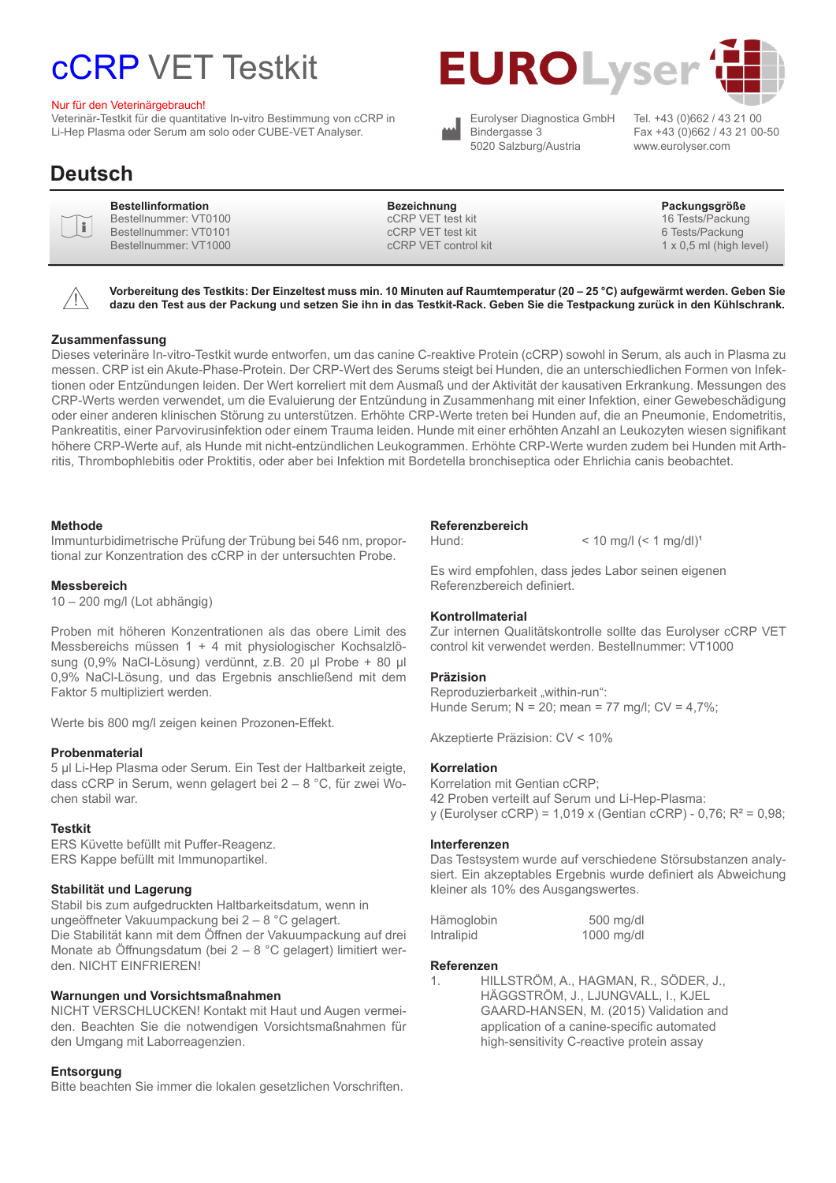# cCRP VET Testkit

Nur für den Veterinärgebrauch!
Veterinär-Testkit für die quantitative In-vitro Bestimmung von cCRP in Li-Hep Plasma oder Serum am solo oder CUBE-VET Analyser.

EUROLyser

Eurolyser Diagnostica GmbH
Bindergasse 3
5020 Salzburg/Austria

Tel. +43 (0)662 / 43 21 00
Fax +43 (0)662 / 43 21 00-50
www.eurolyser.com

## Deutsch

| Bestellinformation | Bezeichnung | Packungsgröße |
|---|---|---|
| Bestellnummer: VT0100 | cCRP VET test kit | 16 Tests/Packung |
| Bestellnummer: VT0101 | cCRP VET test kit | 6 Tests/Packung |
| Bestellnummer: VT1000 | cCRP VET control kit | 1 x 0,5 ml (high level) |

**Vorbereitung des Testkits: Der Einzeltest muss min. 10 Minuten auf Raumtemperatur (20 – 25 °C) aufgewärmt werden. Geben Sie dazu den Test aus der Packung und setzen Sie ihn in das Testkit-Rack. Geben Sie die Testpackung zurück in den Kühlschrank.**

### Zusammenfassung

Dieses veterinäre In-vitro-Testkit wurde entworfen, um das canine C-reaktive Protein (cCRP) sowohl in Serum, als auch in Plasma zu messen. CRP ist ein Akute-Phase-Protein. Der CRP-Wert des Serums steigt bei Hunden, die an unterschiedlichen Formen von Infektionen oder Entzündungen leiden. Der Wert korreliert mit dem Ausmaß und der Aktivität der kausativen Erkrankung. Messungen des CRP-Werts werden verwendet, um die Evaluierung der Entzündung in Zusammenhang mit einer Infektion, einer Gewebeschädigung oder einer anderen klinischen Störung zu unterstützen. Erhöhte CRP-Werte treten bei Hunden auf, die an Pneumonie, Endometritis, Pankreatitis, einer Parvovirusinfektion oder einem Trauma leiden. Hunde mit einer erhöhten Anzahl an Leukozyten wiesen signifikant höhere CRP-Werte auf, als Hunde mit nicht-entzündlichen Leukogrammen. Erhöhte CRP-Werte wurden zudem bei Hunden mit Arthritis, Thrombophlebitis oder Proktitis, oder aber bei Infektion mit Bordetella bronchiseptica oder Ehrlichia canis beobachtet.

### Methode

Immunturbidimetrische Prüfung der Trübung bei 546 nm, proportional zur Konzentration des cCRP in der untersuchten Probe.

### Messbereich

10 – 200 mg/l (Lot abhängig)

Proben mit höheren Konzentrationen als das obere Limit des Messbereichs müssen 1 + 4 mit physiologischer Kochsalzlösung (0,9% NaCl-Lösung) verdünnt, z.B. 20 µl Probe + 80 µl 0,9% NaCl-Lösung, und das Ergebnis anschließend mit dem Faktor 5 multipliziert werden.

Werte bis 800 mg/l zeigen keinen Prozonen-Effekt.

### Probenmaterial

5 µl Li-Hep Plasma oder Serum. Ein Test der Haltbarkeit zeigte, dass cCRP in Serum, wenn gelagert bei 2 – 8 °C, für zwei Wochen stabil war.

### Testkit

ERS Küvette befüllt mit Puffer-Reagenz.
ERS Kappe befüllt mit Immunopartikel.

### Stabilität und Lagerung

Stabil bis zum aufgedruckten Haltbarkeitsdatum, wenn in ungeöffneter Vakuumpackung bei 2 – 8 °C gelagert.
Die Stabilität kann mit dem Öffnen der Vakuumpackung auf drei Monate ab Öffnungsdatum (bei 2 – 8 °C gelagert) limitiert werden. NICHT EINFRIEREN!

### Warnungen und Vorsichtsmaßnahmen

NICHT VERSCHLUCKEN! Kontakt mit Haut und Augen vermeiden. Beachten Sie die notwendigen Vorsichtsmaßnahmen für den Umgang mit Laborreagenzien.

### Entsorgung

Bitte beachten Sie immer die lokalen gesetzlichen Vorschriften.

### Referenzbereich

Hund: < 10 mg/l (< 1 mg/dl)[1]

Es wird empfohlen, dass jedes Labor seinen eigenen Referenzbereich definiert.

### Kontrollmaterial

Zur internen Qualitätskontrolle sollte das Eurolyser cCRP VET control kit verwendet werden. Bestellnummer: VT1000

### Präzision

Reproduzierbarkeit „within-run“:
Hunde Serum; N = 20; mean = 77 mg/l; CV = 4,7%;

Akzeptierte Präzision: CV < 10%

### Korrelation

Korrelation mit Gentian cCRP;
42 Proben verteilt auf Serum und Li-Hep-Plasma:
y (Eurolyser cCRP) = 1,019 x (Gentian cCRP) - 0,76; $R^2$ = 0,98;

### Interferenzen

Das Testsystem wurde auf verschiedene Störsubstanzen analysiert. Ein akzeptables Ergebnis wurde definiert als Abweichung kleiner als 10% des Ausgangswertes.

| | |
|---|---|
| Hämoglobin | 500 mg/dl |
| Intralipid | 1000 mg/dl |

### Referenzen

1. HILLSTRÖM, A., HAGMAN, R., SÖDER, J., HÄGGSTRÖM, J., LJUNGVALL, I., KJELGAARD-HANSEN, M. (2015) Validation and application of a canine-specific automated high-sensitivity C-reactive protein assay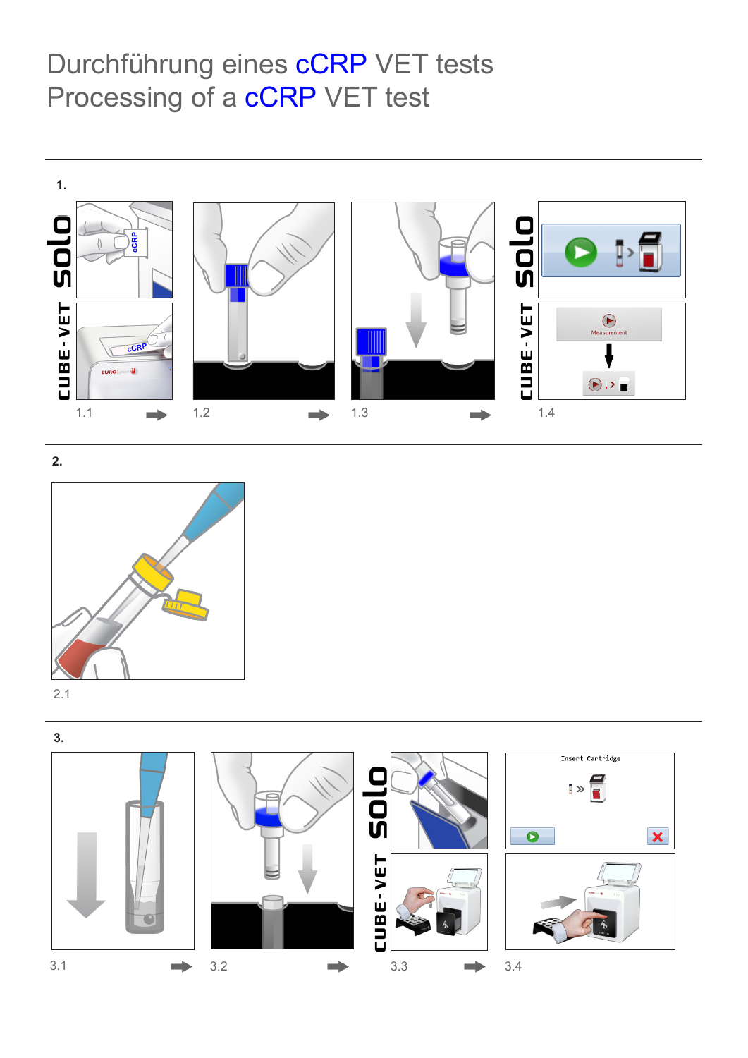# Durchführung eines cCRP VET tests
# Processing of a cCRP VET test

**1.**

1.1 → 1.2 → 1.3 → 1.4

**2.**

2.1

**3.**

3.1 → 3.2 → 3.3 → 3.4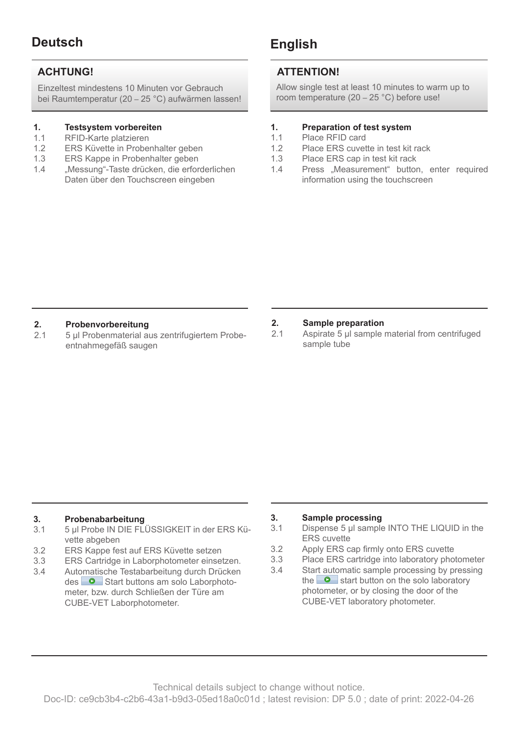## Deutsch

### ACHTUNG!

Einzeltest mindestens 10 Minuten vor Gebrauch bei Raumtemperatur (20 – 25 °C) aufwärmen lassen!

**1. Testsystem vorbereiten**

1.1 RFID-Karte platzieren
1.2 ERS Küvette in Probenhalter geben
1.3 ERS Kappe in Probenhalter geben
1.4 „Messung"-Taste drücken, die erforderlichen Daten über den Touchscreen eingeben

**2. Probenvorbereitung**

2.1 5 µl Probenmaterial aus zentrifugiertem Probe­entnahmegefäß saugen

**3. Probenabarbeitung**

3.1 5 µl Probe IN DIE FLÜSSIGKEIT in der ERS Küvette abgeben
3.2 ERS Kappe fest auf ERS Küvette setzen
3.3 ERS Cartridge in Laborphotometer einsetzen.
3.4 Automatische Testabarbeitung durch Drücken des Start buttons am solo Laborphotometer, bzw. durch Schließen der Türe am CUBE-VET Laborphotometer.

## English

### ATTENTION!

Allow single test at least 10 minutes to warm up to room temperature (20 – 25 °C) before use!

**1. Preparation of test system**

1.1 Place RFID card
1.2 Place ERS cuvette in test kit rack
1.3 Place ERS cap in test kit rack
1.4 Press „Measurement" button, enter required information using the touchscreen

**2. Sample preparation**

2.1 Aspirate 5 µl sample material from centrifuged sample tube

**3. Sample processing**

3.1 Dispense 5 µl sample INTO THE LIQUID in the ERS cuvette
3.2 Apply ERS cap firmly onto ERS cuvette
3.3 Place ERS cartridge into laboratory photometer
3.4 Start automatic sample processing by pressing the start button on the solo laboratory photometer, or by closing the door of the CUBE-VET laboratory photometer.

Technical details subject to change without notice.
Doc-ID: ce9cb3b4-c2b6-43a1-b9d3-05ed18a0c01d ; latest revision: DP 5.0 ; date of print: 2022-04-26